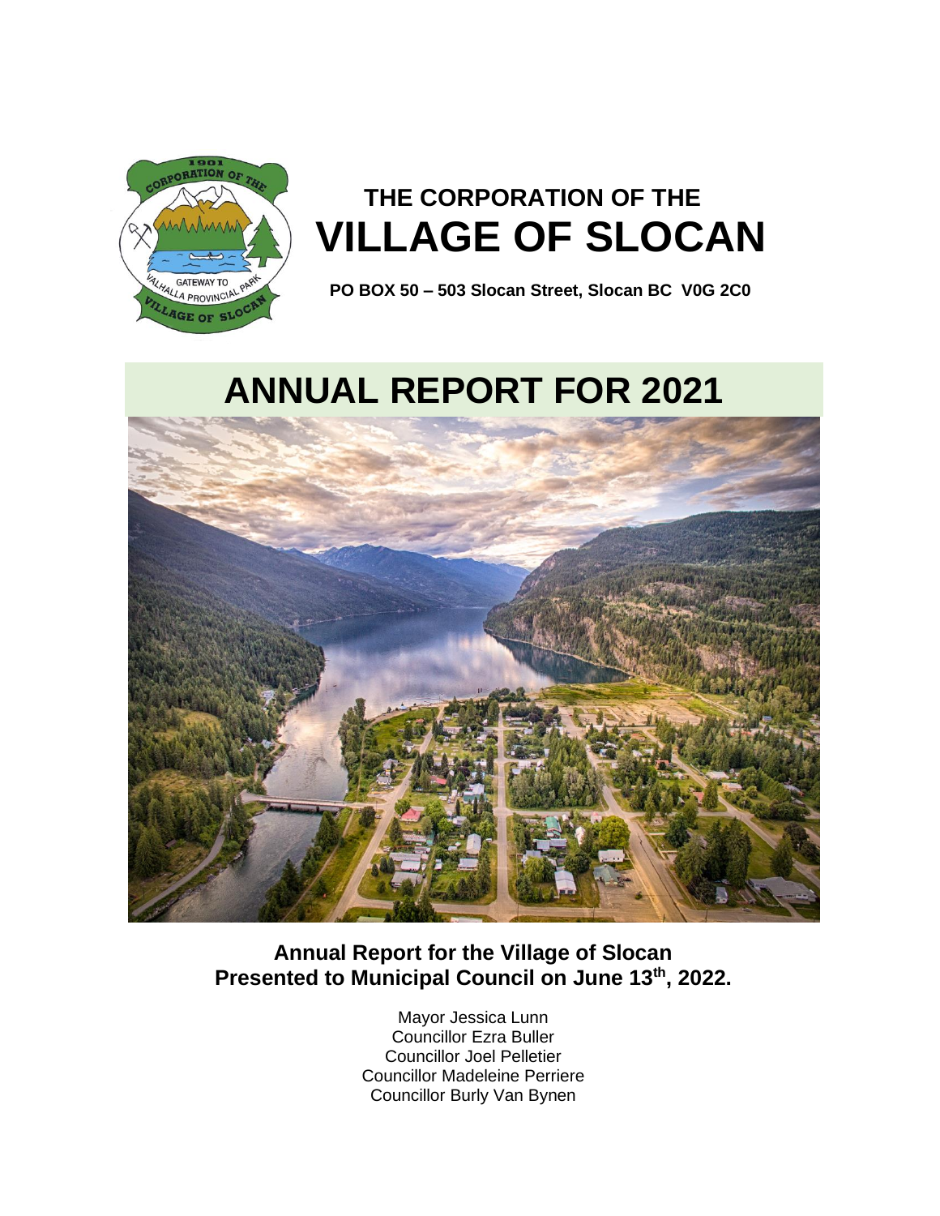# THE CORPORATION OF THE VILLAGE OF SLOCAN

**PO BOX 50 – 503 Slocan Street, Slocan BC V0G 2C0**

# ANNUAL REPORT FOR 2021

**Annual Report for the Village of Slocan**
**Presented to Municipal Council on June 13th, 2022.**

Mayor Jessica Lunn
Councillor Ezra Buller
Councillor Joel Pelletier
Councillor Madeleine Perriere
Councillor Burly Van Bynen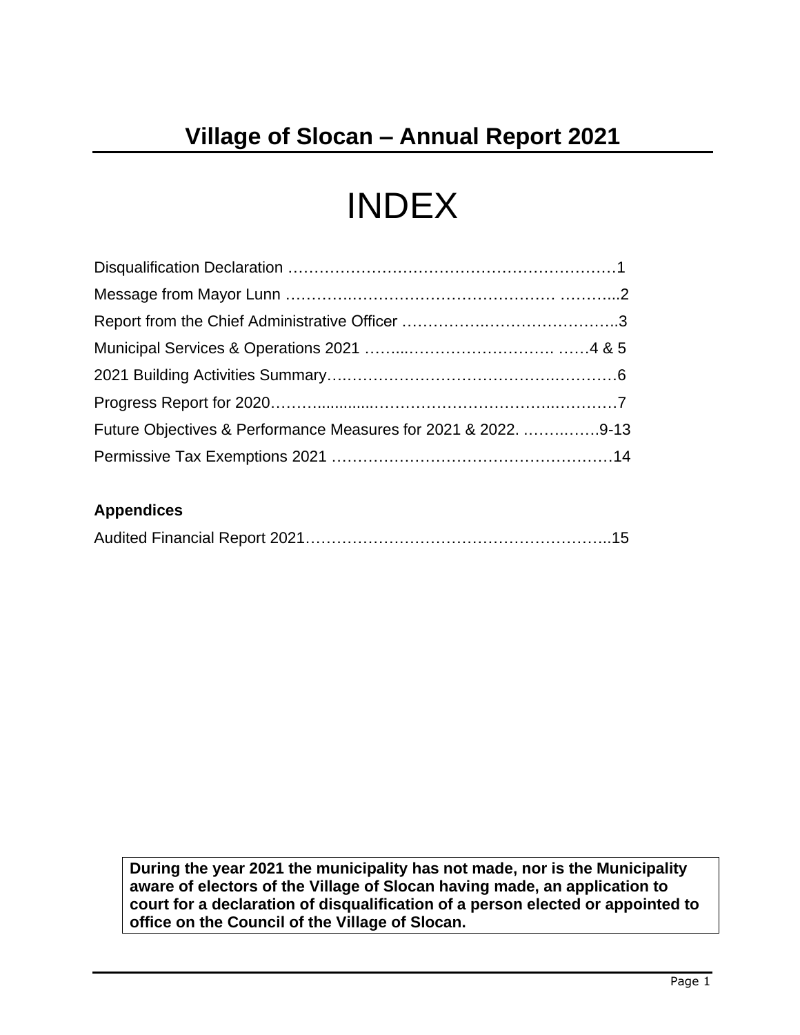# Village of Slocan – Annual Report 2021

# INDEX

Disqualification Declaration …………………………………………………………1

Message from Mayor Lunn …………………………………………… ………...2

Report from the Chief Administrative Officer …………………………………..3

Municipal Services & Operations 2021 ……..……………………… ……4 & 5

2021 Building Activities Summary……………………………………………6

Progress Report for 2020……….............……………………………………7

Future Objectives & Performance Measures for 2021 & 2022. ………..…….9-13

Permissive Tax Exemptions 2021 ………………………………………………14

**Appendices**

Audited Financial Report 2021…………………………………………………..15

**During the year 2021 the municipality has not made, nor is the Municipality aware of electors of the Village of Slocan having made, an application to court for a declaration of disqualification of a person elected or appointed to office on the Council of the Village of Slocan.**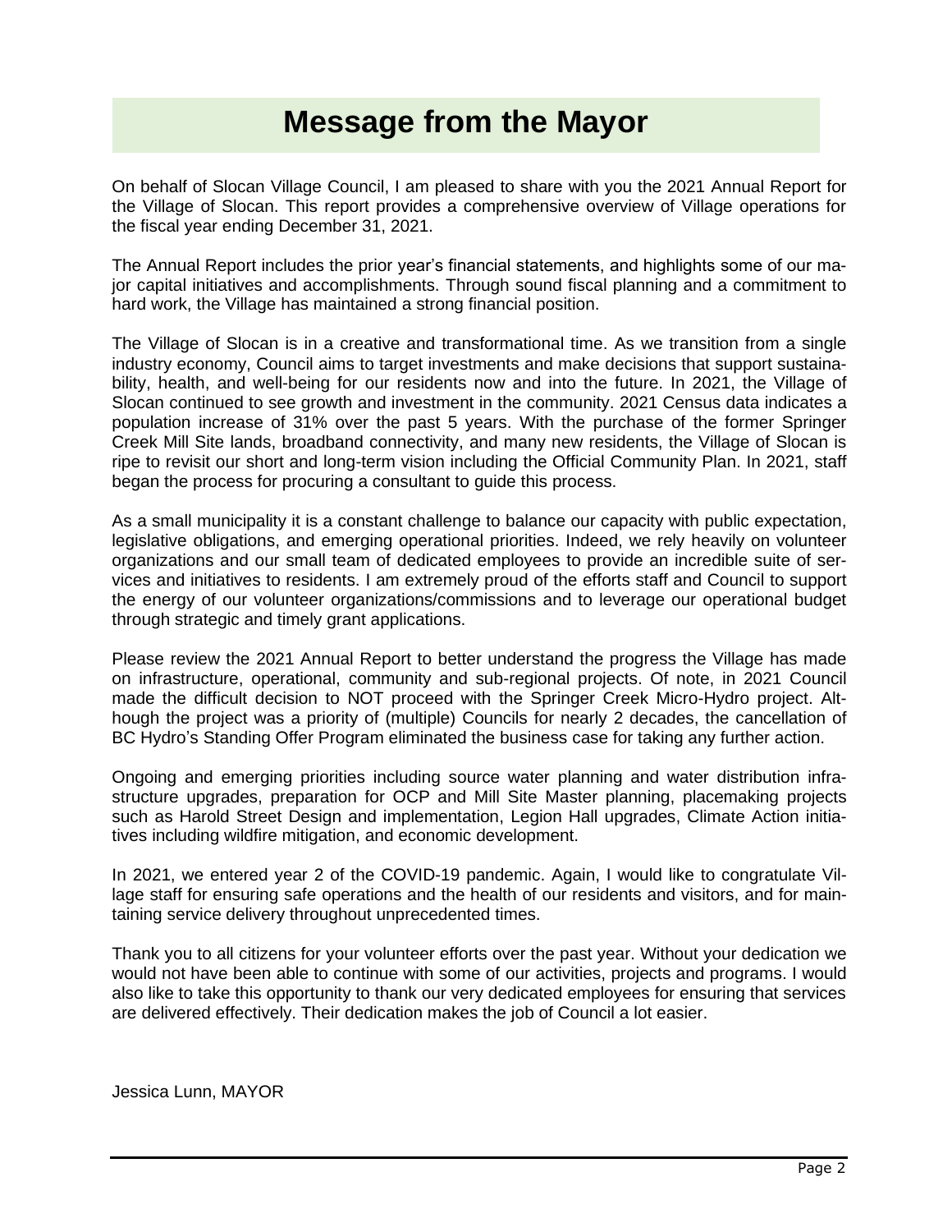# Message from the Mayor

On behalf of Slocan Village Council, I am pleased to share with you the 2021 Annual Report for the Village of Slocan. This report provides a comprehensive overview of Village operations for the fiscal year ending December 31, 2021.

The Annual Report includes the prior year's financial statements, and highlights some of our major capital initiatives and accomplishments. Through sound fiscal planning and a commitment to hard work, the Village has maintained a strong financial position.

The Village of Slocan is in a creative and transformational time. As we transition from a single industry economy, Council aims to target investments and make decisions that support sustainability, health, and well-being for our residents now and into the future. In 2021, the Village of Slocan continued to see growth and investment in the community. 2021 Census data indicates a population increase of 31% over the past 5 years. With the purchase of the former Springer Creek Mill Site lands, broadband connectivity, and many new residents, the Village of Slocan is ripe to revisit our short and long-term vision including the Official Community Plan. In 2021, staff began the process for procuring a consultant to guide this process.

As a small municipality it is a constant challenge to balance our capacity with public expectation, legislative obligations, and emerging operational priorities. Indeed, we rely heavily on volunteer organizations and our small team of dedicated employees to provide an incredible suite of services and initiatives to residents. I am extremely proud of the efforts staff and Council to support the energy of our volunteer organizations/commissions and to leverage our operational budget through strategic and timely grant applications.

Please review the 2021 Annual Report to better understand the progress the Village has made on infrastructure, operational, community and sub-regional projects. Of note, in 2021 Council made the difficult decision to NOT proceed with the Springer Creek Micro-Hydro project. Although the project was a priority of (multiple) Councils for nearly 2 decades, the cancellation of BC Hydro's Standing Offer Program eliminated the business case for taking any further action.

Ongoing and emerging priorities including source water planning and water distribution infrastructure upgrades, preparation for OCP and Mill Site Master planning, placemaking projects such as Harold Street Design and implementation, Legion Hall upgrades, Climate Action initiatives including wildfire mitigation, and economic development.

In 2021, we entered year 2 of the COVID-19 pandemic. Again, I would like to congratulate Village staff for ensuring safe operations and the health of our residents and visitors, and for maintaining service delivery throughout unprecedented times.

Thank you to all citizens for your volunteer efforts over the past year. Without your dedication we would not have been able to continue with some of our activities, projects and programs. I would also like to take this opportunity to thank our very dedicated employees for ensuring that services are delivered effectively. Their dedication makes the job of Council a lot easier.

Jessica Lunn, MAYOR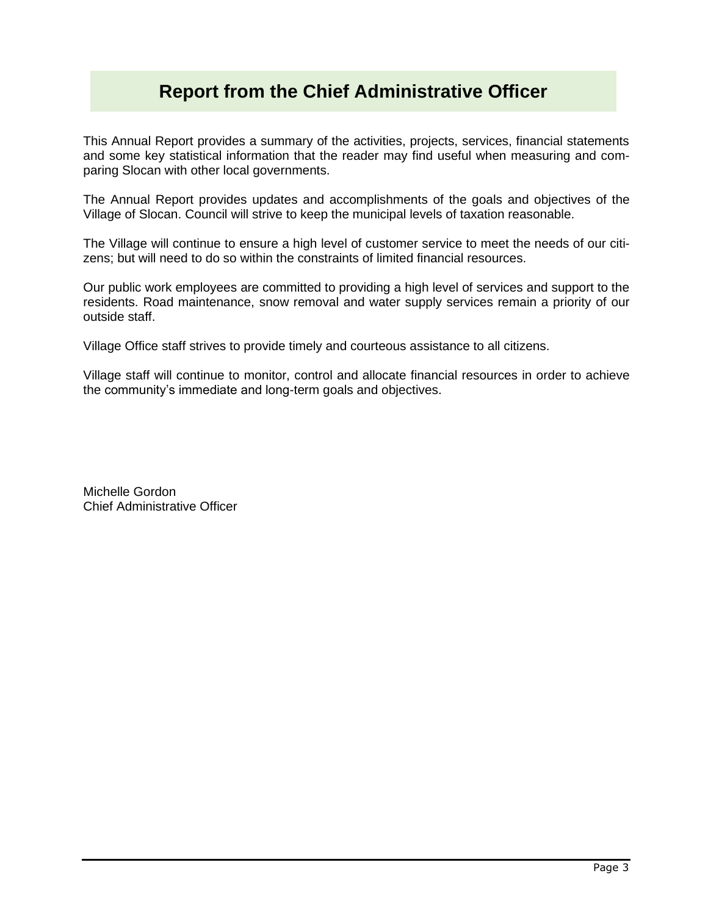# Report from the Chief Administrative Officer

This Annual Report provides a summary of the activities, projects, services, financial statements and some key statistical information that the reader may find useful when measuring and comparing Slocan with other local governments.

The Annual Report provides updates and accomplishments of the goals and objectives of the Village of Slocan. Council will strive to keep the municipal levels of taxation reasonable.

The Village will continue to ensure a high level of customer service to meet the needs of our citizens; but will need to do so within the constraints of limited financial resources.

Our public work employees are committed to providing a high level of services and support to the residents. Road maintenance, snow removal and water supply services remain a priority of our outside staff.

Village Office staff strives to provide timely and courteous assistance to all citizens.

Village staff will continue to monitor, control and allocate financial resources in order to achieve the community's immediate and long-term goals and objectives.

Michelle Gordon
Chief Administrative Officer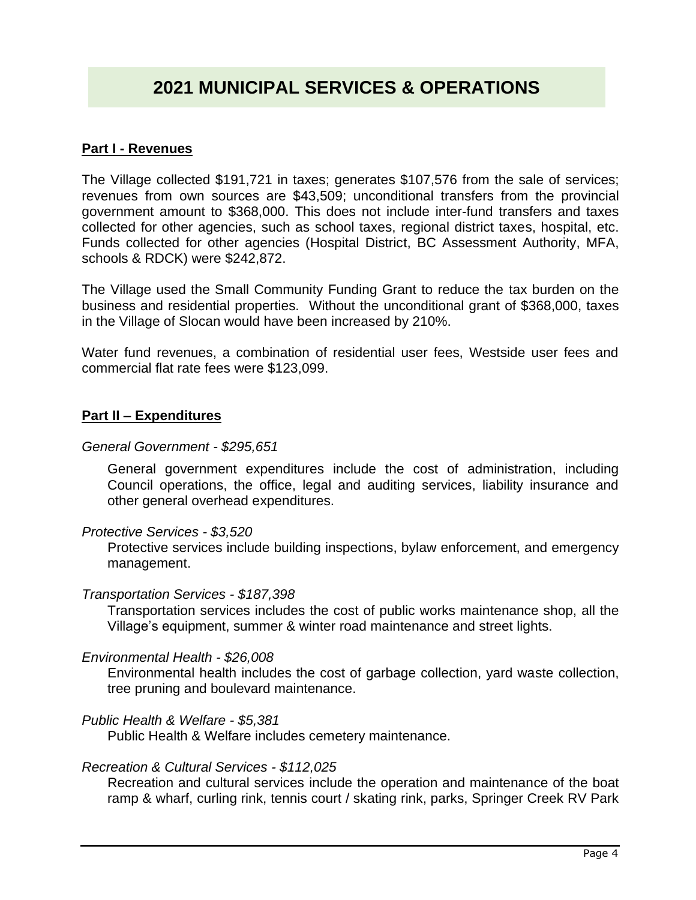# 2021 MUNICIPAL SERVICES & OPERATIONS

## Part I - Revenues

The Village collected $191,721 in taxes; generates $107,576 from the sale of services; revenues from own sources are $43,509; unconditional transfers from the provincial government amount to $368,000. This does not include inter-fund transfers and taxes collected for other agencies, such as school taxes, regional district taxes, hospital, etc. Funds collected for other agencies (Hospital District, BC Assessment Authority, MFA, schools & RDCK) were $242,872.

The Village used the Small Community Funding Grant to reduce the tax burden on the business and residential properties. Without the unconditional grant of $368,000, taxes in the Village of Slocan would have been increased by 210%.

Water fund revenues, a combination of residential user fees, Westside user fees and commercial flat rate fees were $123,099.

## Part II – Expenditures

*General Government - $295,651*

General government expenditures include the cost of administration, including Council operations, the office, legal and auditing services, liability insurance and other general overhead expenditures.

*Protective Services - $3,520*

Protective services include building inspections, bylaw enforcement, and emergency management.

*Transportation Services - $187,398*

Transportation services includes the cost of public works maintenance shop, all the Village's equipment, summer & winter road maintenance and street lights.

*Environmental Health - $26,008*

Environmental health includes the cost of garbage collection, yard waste collection, tree pruning and boulevard maintenance.

*Public Health & Welfare - $5,381*

Public Health & Welfare includes cemetery maintenance.

*Recreation & Cultural Services - $112,025*

Recreation and cultural services include the operation and maintenance of the boat ramp & wharf, curling rink, tennis court / skating rink, parks, Springer Creek RV Park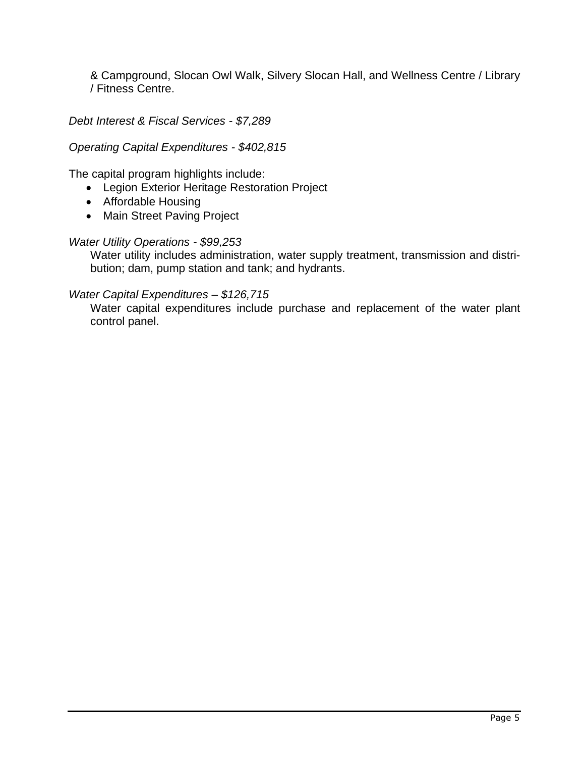& Campground, Slocan Owl Walk, Silvery Slocan Hall, and Wellness Centre / Library / Fitness Centre.

*Debt Interest & Fiscal Services - $7,289*

*Operating Capital Expenditures - $402,815*

The capital program highlights include:

- Legion Exterior Heritage Restoration Project
- Affordable Housing
- Main Street Paving Project

*Water Utility Operations - $99,253*

Water utility includes administration, water supply treatment, transmission and distribution; dam, pump station and tank; and hydrants.

*Water Capital Expenditures – $126,715*

Water capital expenditures include purchase and replacement of the water plant control panel.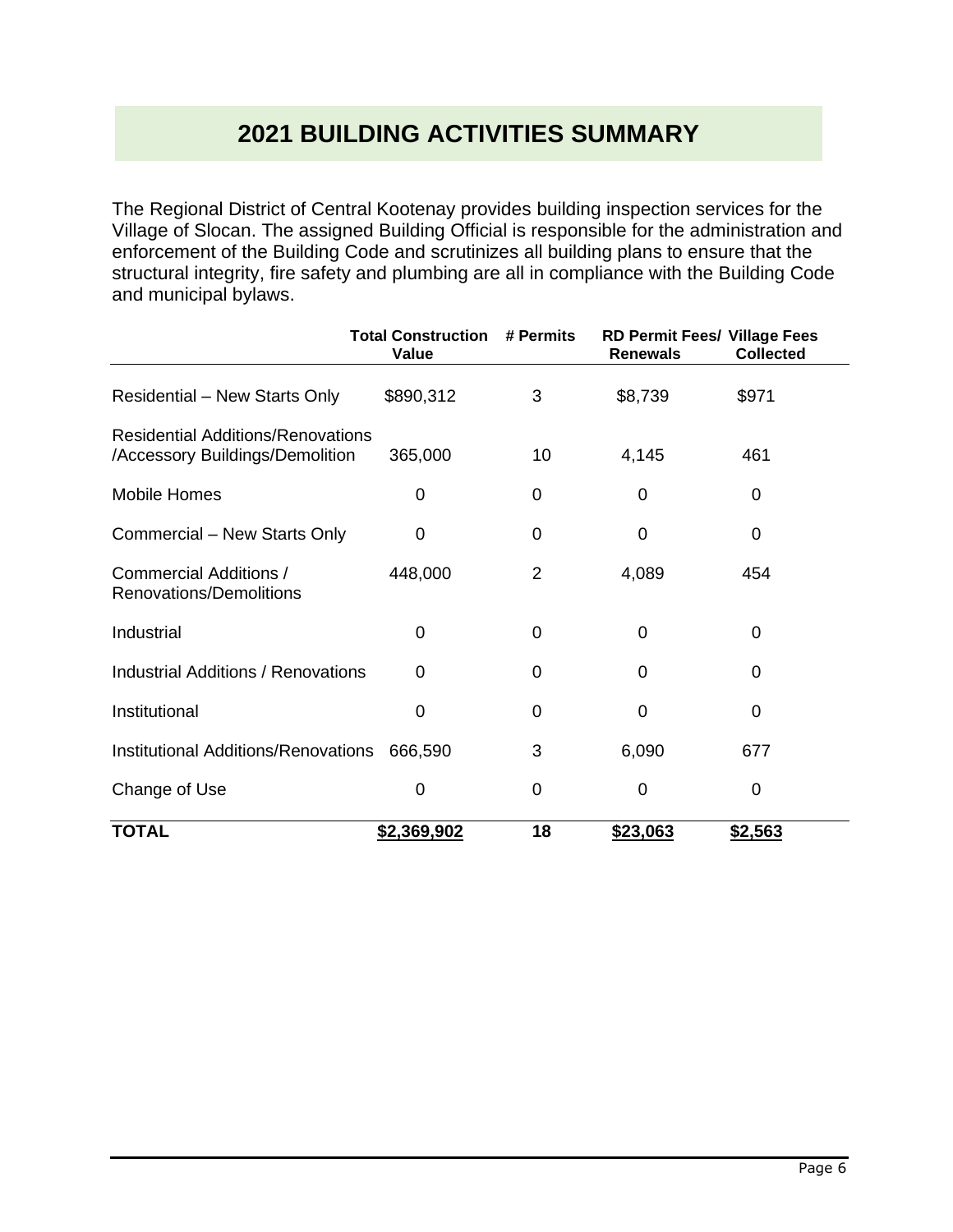# 2021 BUILDING ACTIVITIES SUMMARY

The Regional District of Central Kootenay provides building inspection services for the Village of Slocan. The assigned Building Official is responsible for the administration and enforcement of the Building Code and scrutinizes all building plans to ensure that the structural integrity, fire safety and plumbing are all in compliance with the Building Code and municipal bylaws.

| | Total Construction Value | # Permits | RD Permit Fees/ Renewals | Village Fees Collected |
|---|---|---|---|---|
| Residential – New Starts Only | $890,312 | 3 | $8,739 | $971 |
| Residential Additions/Renovations /Accessory Buildings/Demolition | 365,000 | 10 | 4,145 | 461 |
| Mobile Homes | 0 | 0 | 0 | 0 |
| Commercial – New Starts Only | 0 | 0 | 0 | 0 |
| Commercial Additions / Renovations/Demolitions | 448,000 | 2 | 4,089 | 454 |
| Industrial | 0 | 0 | 0 | 0 |
| Industrial Additions / Renovations | 0 | 0 | 0 | 0 |
| Institutional | 0 | 0 | 0 | 0 |
| Institutional Additions/Renovations | 666,590 | 3 | 6,090 | 677 |
| Change of Use | 0 | 0 | 0 | 0 |
| **TOTAL** | **$2,369,902** | **18** | **$23,063** | **$2,563** |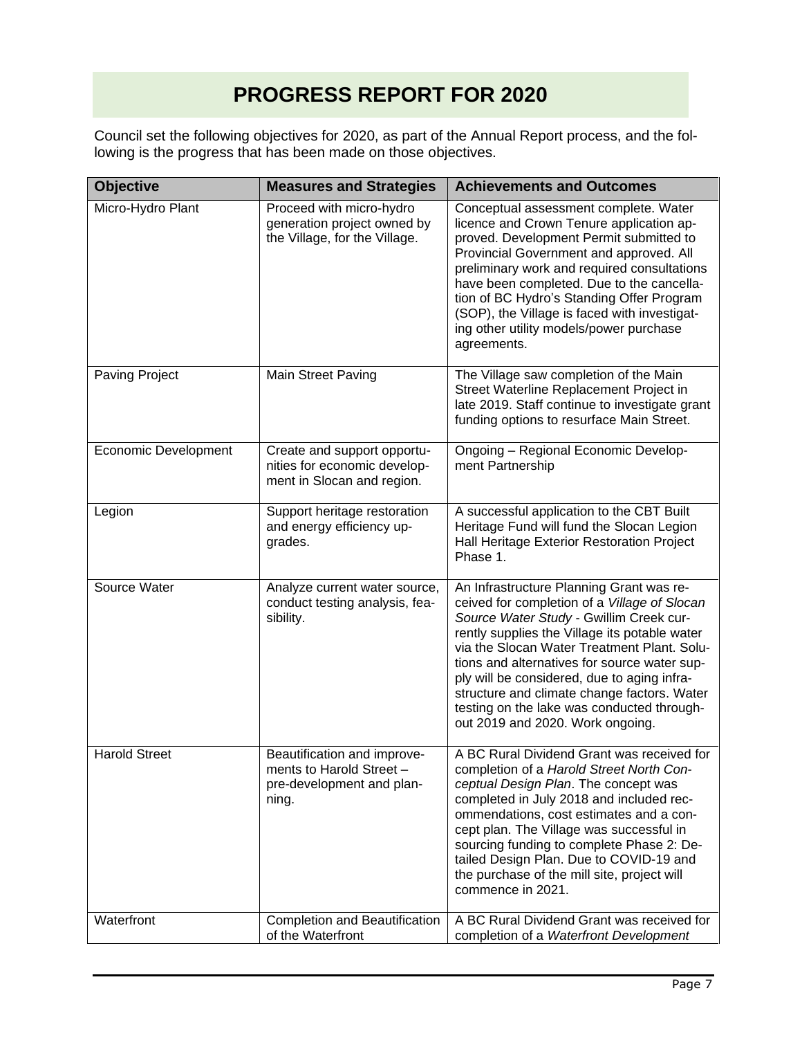# PROGRESS REPORT FOR 2020

Council set the following objectives for 2020, as part of the Annual Report process, and the following is the progress that has been made on those objectives.

| Objective | Measures and Strategies | Achievements and Outcomes |
|---|---|---|
| Micro-Hydro Plant | Proceed with micro-hydro generation project owned by the Village, for the Village. | Conceptual assessment complete. Water licence and Crown Tenure application approved. Development Permit submitted to Provincial Government and approved. All preliminary work and required consultations have been completed. Due to the cancellation of BC Hydro's Standing Offer Program (SOP), the Village is faced with investigating other utility models/power purchase agreements. |
| Paving Project | Main Street Paving | The Village saw completion of the Main Street Waterline Replacement Project in late 2019. Staff continue to investigate grant funding options to resurface Main Street. |
| Economic Development | Create and support opportunities for economic development in Slocan and region. | Ongoing – Regional Economic Development Partnership |
| Legion | Support heritage restoration and energy efficiency upgrades. | A successful application to the CBT Built Heritage Fund will fund the Slocan Legion Hall Heritage Exterior Restoration Project Phase 1. |
| Source Water | Analyze current water source, conduct testing analysis, feasibility. | An Infrastructure Planning Grant was received for completion of a *Village of Slocan Source Water Study* - Gwillim Creek currently supplies the Village its potable water via the Slocan Water Treatment Plant. Solutions and alternatives for source water supply will be considered, due to aging infrastructure and climate change factors. Water testing on the lake was conducted throughout 2019 and 2020. Work ongoing. |
| Harold Street | Beautification and improvements to Harold Street – pre-development and planning. | A BC Rural Dividend Grant was received for completion of a *Harold Street North Conceptual Design Plan*. The concept was completed in July 2018 and included recommendations, cost estimates and a concept plan. The Village was successful in sourcing funding to complete Phase 2: Detailed Design Plan. Due to COVID-19 and the purchase of the mill site, project will commence in 2021. |
| Waterfront | Completion and Beautification of the Waterfront | A BC Rural Dividend Grant was received for completion of a *Waterfront Development* |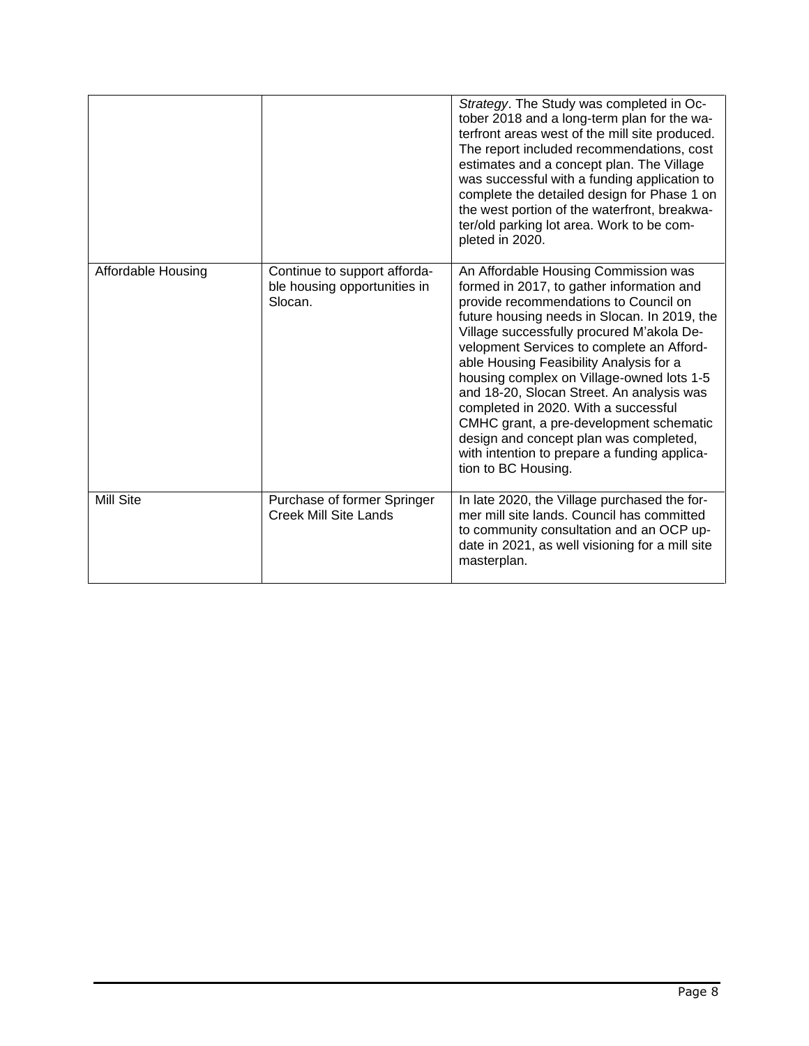| | | |
|---|---|---|
| | | *Strategy*. The Study was completed in October 2018 and a long-term plan for the waterfront areas west of the mill site produced. The report included recommendations, cost estimates and a concept plan. The Village was successful with a funding application to complete the detailed design for Phase 1 on the west portion of the waterfront, breakwater/old parking lot area. Work to be completed in 2020. |
| Affordable Housing | Continue to support affordable housing opportunities in Slocan. | An Affordable Housing Commission was formed in 2017, to gather information and provide recommendations to Council on future housing needs in Slocan. In 2019, the Village successfully procured M'akola Development Services to complete an Affordable Housing Feasibility Analysis for a housing complex on Village-owned lots 1-5 and 18-20, Slocan Street. An analysis was completed in 2020. With a successful CMHC grant, a pre-development schematic design and concept plan was completed, with intention to prepare a funding application to BC Housing. |
| Mill Site | Purchase of former Springer Creek Mill Site Lands | In late 2020, the Village purchased the former mill site lands. Council has committed to community consultation and an OCP update in 2021, as well visioning for a mill site masterplan. |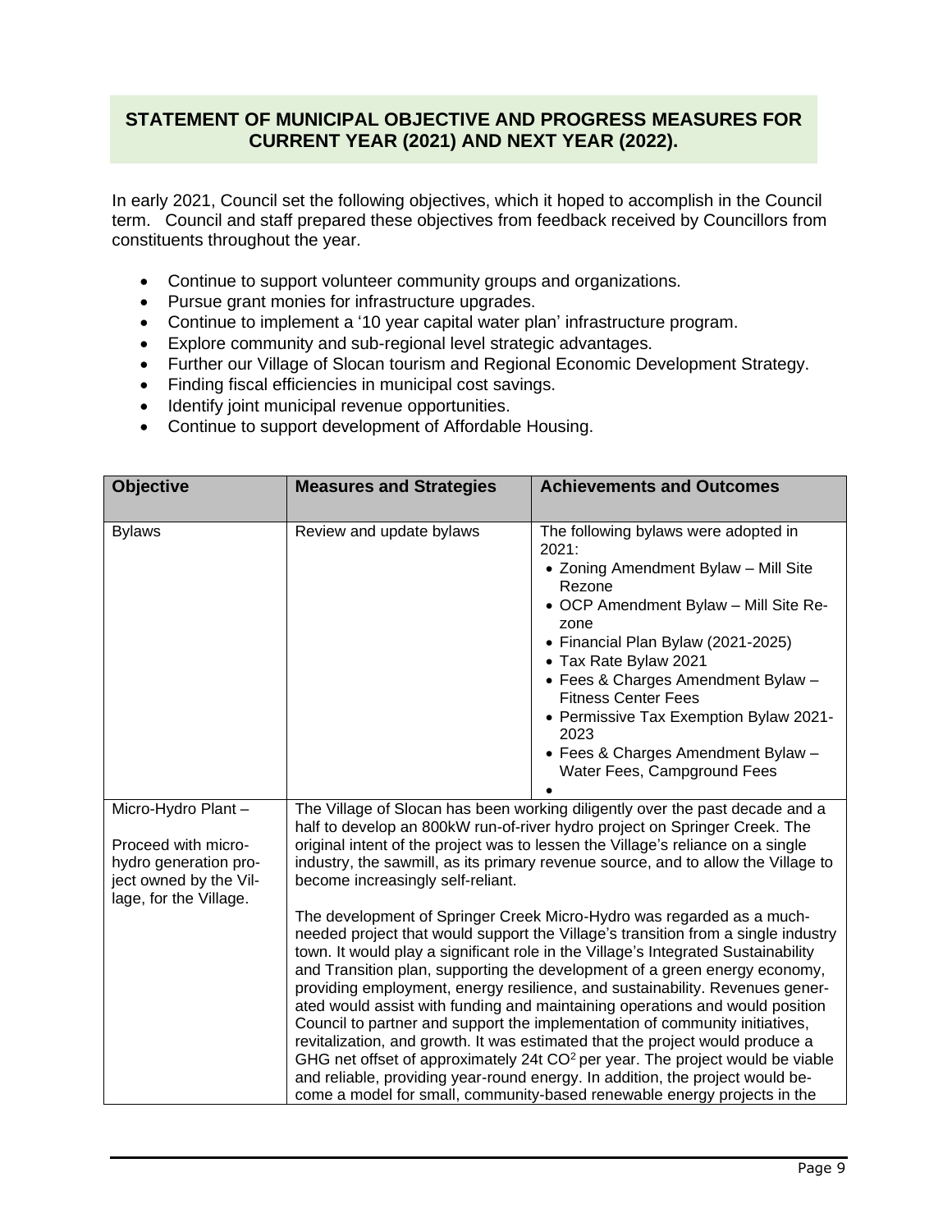## STATEMENT OF MUNICIPAL OBJECTIVE AND PROGRESS MEASURES FOR CURRENT YEAR (2021) AND NEXT YEAR (2022).

In early 2021, Council set the following objectives, which it hoped to accomplish in the Council term. Council and staff prepared these objectives from feedback received by Councillors from constituents throughout the year.

- Continue to support volunteer community groups and organizations.
- Pursue grant monies for infrastructure upgrades.
- Continue to implement a '10 year capital water plan' infrastructure program.
- Explore community and sub-regional level strategic advantages.
- Further our Village of Slocan tourism and Regional Economic Development Strategy.
- Finding fiscal efficiencies in municipal cost savings.
- Identify joint municipal revenue opportunities.
- Continue to support development of Affordable Housing.

| Objective | Measures and Strategies | Achievements and Outcomes |
|---|---|---|
| Bylaws | Review and update bylaws | The following bylaws were adopted in 2021:<br>• Zoning Amendment Bylaw – Mill Site Rezone<br>• OCP Amendment Bylaw – Mill Site Re-zone<br>• Financial Plan Bylaw (2021-2025)<br>• Tax Rate Bylaw 2021<br>• Fees & Charges Amendment Bylaw – Fitness Center Fees<br>• Permissive Tax Exemption Bylaw 2021-2023<br>• Fees & Charges Amendment Bylaw – Water Fees, Campground Fees<br>• |
| Micro-Hydro Plant – <br><br>Proceed with micro-hydro generation project owned by the Village, for the Village. | The Village of Slocan has been working diligently over the past decade and a half to develop an 800kW run-of-river hydro project on Springer Creek. The original intent of the project was to lessen the Village's reliance on a single industry, the sawmill, as its primary revenue source, and to allow the Village to become increasingly self-reliant.<br><br>The development of Springer Creek Micro-Hydro was regarded as a much-needed project that would support the Village's transition from a single industry town. It would play a significant role in the Village's Integrated Sustainability and Transition plan, supporting the development of a green energy economy, providing employment, energy resilience, and sustainability. Revenues generated would assist with funding and maintaining operations and would position Council to partner and support the implementation of community initiatives, revitalization, and growth. It was estimated that the project would produce a GHG net offset of approximately 24t $CO^2$ per year. The project would be viable and reliable, providing year-round energy. In addition, the project would become a model for small, community-based renewable energy projects in the | |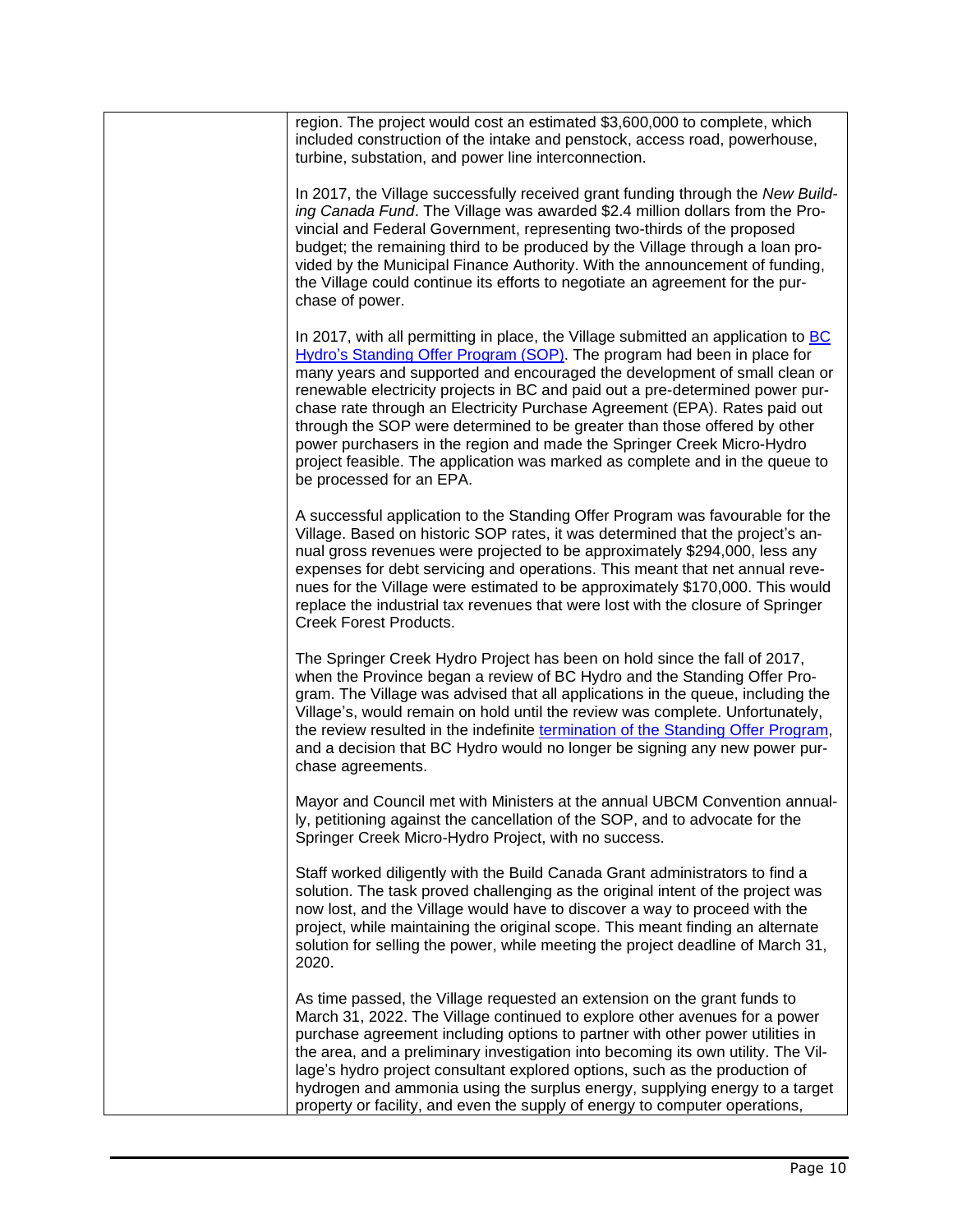region. The project would cost an estimated $3,600,000 to complete, which included construction of the intake and penstock, access road, powerhouse, turbine, substation, and power line interconnection.

In 2017, the Village successfully received grant funding through the *New Building Canada Fund*. The Village was awarded $2.4 million dollars from the Provincial and Federal Government, representing two-thirds of the proposed budget; the remaining third to be produced by the Village through a loan provided by the Municipal Finance Authority. With the announcement of funding, the Village could continue its efforts to negotiate an agreement for the purchase of power.

In 2017, with all permitting in place, the Village submitted an application to [BC Hydro's Standing Offer Program (SOP)](). The program had been in place for many years and supported and encouraged the development of small clean or renewable electricity projects in BC and paid out a pre-determined power purchase rate through an Electricity Purchase Agreement (EPA). Rates paid out through the SOP were determined to be greater than those offered by other power purchasers in the region and made the Springer Creek Micro-Hydro project feasible. The application was marked as complete and in the queue to be processed for an EPA.

A successful application to the Standing Offer Program was favourable for the Village. Based on historic SOP rates, it was determined that the project's annual gross revenues were projected to be approximately $294,000, less any expenses for debt servicing and operations. This meant that net annual revenues for the Village were estimated to be approximately $170,000. This would replace the industrial tax revenues that were lost with the closure of Springer Creek Forest Products.

The Springer Creek Hydro Project has been on hold since the fall of 2017, when the Province began a review of BC Hydro and the Standing Offer Program. The Village was advised that all applications in the queue, including the Village's, would remain on hold until the review was complete. Unfortunately, the review resulted in the indefinite [termination of the Standing Offer Program](), and a decision that BC Hydro would no longer be signing any new power purchase agreements.

Mayor and Council met with Ministers at the annual UBCM Convention annually, petitioning against the cancellation of the SOP, and to advocate for the Springer Creek Micro-Hydro Project, with no success.

Staff worked diligently with the Build Canada Grant administrators to find a solution. The task proved challenging as the original intent of the project was now lost, and the Village would have to discover a way to proceed with the project, while maintaining the original scope. This meant finding an alternate solution for selling the power, while meeting the project deadline of March 31, 2020.

As time passed, the Village requested an extension on the grant funds to March 31, 2022. The Village continued to explore other avenues for a power purchase agreement including options to partner with other power utilities in the area, and a preliminary investigation into becoming its own utility. The Village's hydro project consultant explored options, such as the production of hydrogen and ammonia using the surplus energy, supplying energy to a target property or facility, and even the supply of energy to computer operations,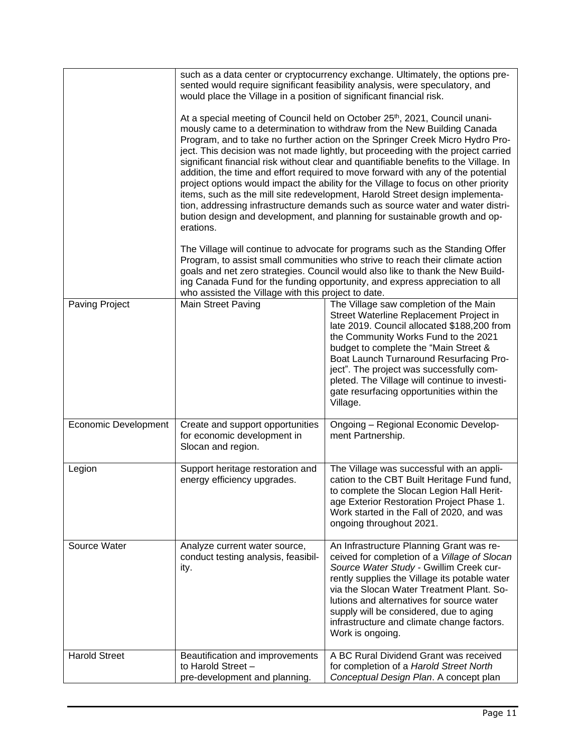| | | |
|---|---|---|
| | such as a data center or cryptocurrency exchange. Ultimately, the options presented would require significant feasibility analysis, were speculatory, and would place the Village in a position of significant financial risk.<br><br>At a special meeting of Council held on October 25th, 2021, Council unanimously came to a determination to withdraw from the New Building Canada Program, and to take no further action on the Springer Creek Micro Hydro Project. This decision was not made lightly, but proceeding with the project carried significant financial risk without clear and quantifiable benefits to the Village. In addition, the time and effort required to move forward with any of the potential project options would impact the ability for the Village to focus on other priority items, such as the mill site redevelopment, Harold Street design implementation, addressing infrastructure demands such as source water and water distribution design and development, and planning for sustainable growth and operations.<br><br>The Village will continue to advocate for programs such as the Standing Offer Program, to assist small communities who strive to reach their climate action goals and net zero strategies. Council would also like to thank the New Building Canada Fund for the funding opportunity, and express appreciation to all who assisted the Village with this project to date. | |
| Paving Project | Main Street Paving | The Village saw completion of the Main Street Waterline Replacement Project in late 2019. Council allocated $188,200 from the Community Works Fund to the 2021 budget to complete the "Main Street & Boat Launch Turnaround Resurfacing Project". The project was successfully completed. The Village will continue to investigate resurfacing opportunities within the Village. |
| Economic Development | Create and support opportunities for economic development in Slocan and region. | Ongoing – Regional Economic Development Partnership. |
| Legion | Support heritage restoration and energy efficiency upgrades. | The Village was successful with an application to the CBT Built Heritage Fund fund, to complete the Slocan Legion Hall Heritage Exterior Restoration Project Phase 1. Work started in the Fall of 2020, and was ongoing throughout 2021. |
| Source Water | Analyze current water source, conduct testing analysis, feasibility. | An Infrastructure Planning Grant was received for completion of a *Village of Slocan Source Water Study* - Gwillim Creek currently supplies the Village its potable water via the Slocan Water Treatment Plant. Solutions and alternatives for source water supply will be considered, due to aging infrastructure and climate change factors. Work is ongoing. |
| Harold Street | Beautification and improvements to Harold Street – pre-development and planning. | A BC Rural Dividend Grant was received for completion of a *Harold Street North Conceptual Design Plan*. A concept plan |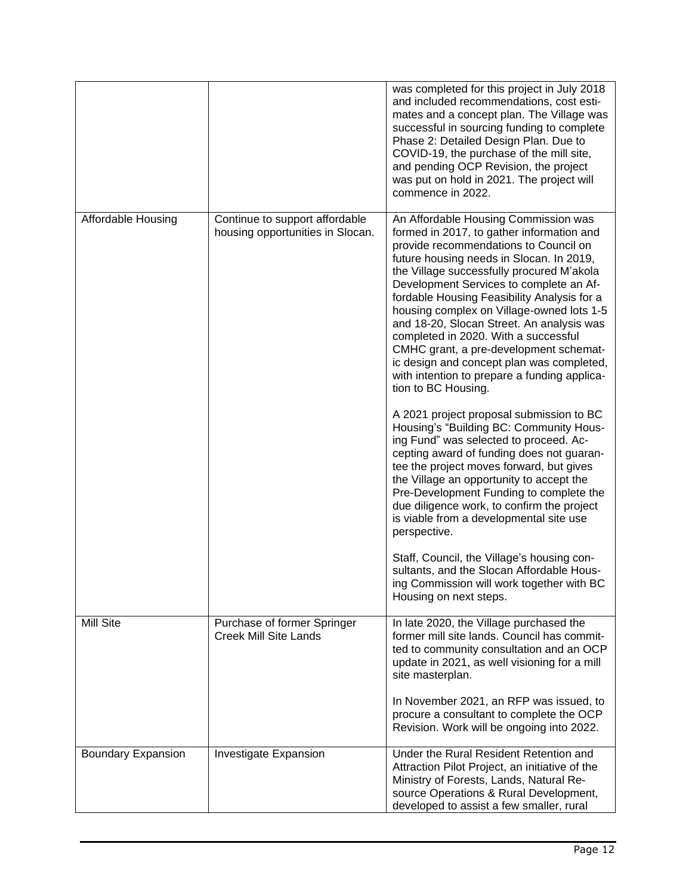| | | |
|---|---|---|
| | | was completed for this project in July 2018 and included recommendations, cost estimates and a concept plan. The Village was successful in sourcing funding to complete Phase 2: Detailed Design Plan. Due to COVID-19, the purchase of the mill site, and pending OCP Revision, the project was put on hold in 2021. The project will commence in 2022. |
| Affordable Housing | Continue to support affordable housing opportunities in Slocan. | An Affordable Housing Commission was formed in 2017, to gather information and provide recommendations to Council on future housing needs in Slocan. In 2019, the Village successfully procured M'akola Development Services to complete an Affordable Housing Feasibility Analysis for a housing complex on Village-owned lots 1-5 and 18-20, Slocan Street. An analysis was completed in 2020. With a successful CMHC grant, a pre-development schematic design and concept plan was completed, with intention to prepare a funding application to BC Housing.<br><br>A 2021 project proposal submission to BC Housing's "Building BC: Community Housing Fund" was selected to proceed. Accepting award of funding does not guarantee the project moves forward, but gives the Village an opportunity to accept the Pre-Development Funding to complete the due diligence work, to confirm the project is viable from a developmental site use perspective.<br><br>Staff, Council, the Village's housing consultants, and the Slocan Affordable Housing Commission will work together with BC Housing on next steps. |
| Mill Site | Purchase of former Springer Creek Mill Site Lands | In late 2020, the Village purchased the former mill site lands. Council has committed to community consultation and an OCP update in 2021, as well visioning for a mill site masterplan.<br><br>In November 2021, an RFP was issued, to procure a consultant to complete the OCP Revision. Work will be ongoing into 2022. |
| Boundary Expansion | Investigate Expansion | Under the Rural Resident Retention and Attraction Pilot Project, an initiative of the Ministry of Forests, Lands, Natural Resource Operations & Rural Development, developed to assist a few smaller, rural |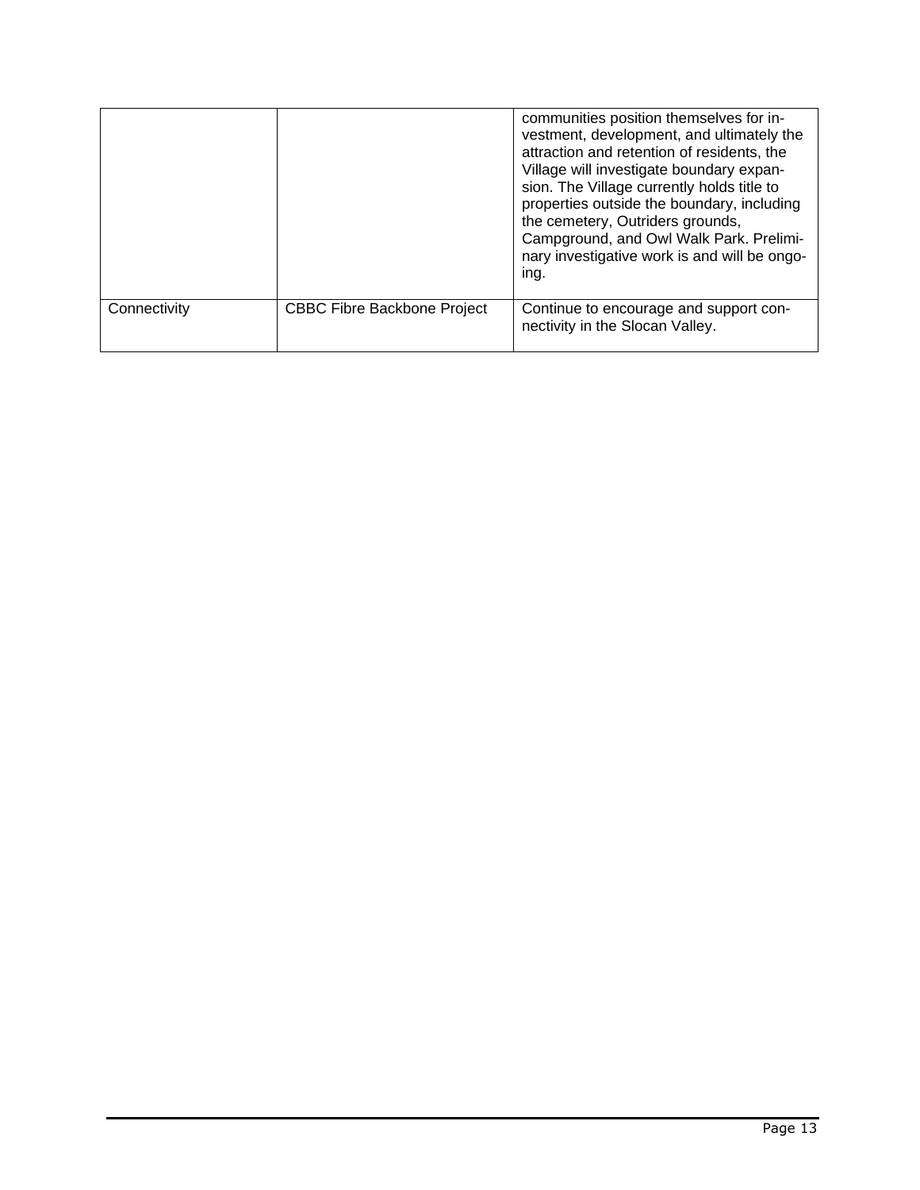| | | |
|---|---|---|
| | | communities position themselves for investment, development, and ultimately the attraction and retention of residents, the Village will investigate boundary expansion. The Village currently holds title to properties outside the boundary, including the cemetery, Outriders grounds, Campground, and Owl Walk Park. Preliminary investigative work is and will be ongoing. |
| Connectivity | CBBC Fibre Backbone Project | Continue to encourage and support connectivity in the Slocan Valley. |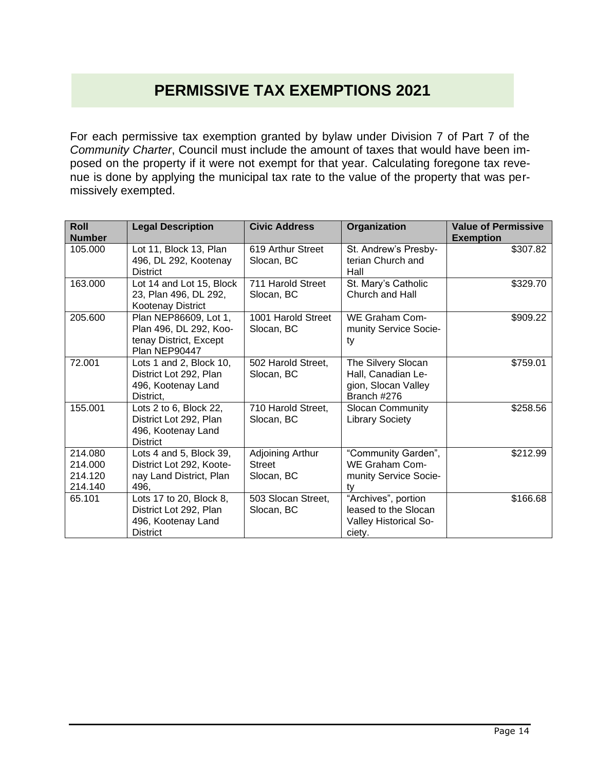# PERMISSIVE TAX EXEMPTIONS 2021

For each permissive tax exemption granted by bylaw under Division 7 of Part 7 of the *Community Charter*, Council must include the amount of taxes that would have been imposed on the property if it were not exempt for that year. Calculating foregone tax revenue is done by applying the municipal tax rate to the value of the property that was permissively exempted.

| Roll Number | Legal Description | Civic Address | Organization | Value of Permissive Exemption |
|---|---|---|---|---|
| 105.000 | Lot 11, Block 13, Plan 496, DL 292, Kootenay District | 619 Arthur Street Slocan, BC | St. Andrew's Presbyterian Church and Hall | $307.82 |
| 163.000 | Lot 14 and Lot 15, Block 23, Plan 496, DL 292, Kootenay District | 711 Harold Street Slocan, BC | St. Mary's Catholic Church and Hall | $329.70 |
| 205.600 | Plan NEP86609, Lot 1, Plan 496, DL 292, Kootenay District, Except Plan NEP90447 | 1001 Harold Street Slocan, BC | WE Graham Community Service Society | $909.22 |
| 72.001 | Lots 1 and 2, Block 10, District Lot 292, Plan 496, Kootenay Land District, | 502 Harold Street, Slocan, BC | The Silvery Slocan Hall, Canadian Legion, Slocan Valley Branch #276 | $759.01 |
| 155.001 | Lots 2 to 6, Block 22, District Lot 292, Plan 496, Kootenay Land District | 710 Harold Street, Slocan, BC | Slocan Community Library Society | $258.56 |
| 214.080<br>214.000<br>214.120<br>214.140 | Lots 4 and 5, Block 39, District Lot 292, Kootenay Land District, Plan 496, | Adjoining Arthur Street Slocan, BC | "Community Garden", WE Graham Community Service Society | $212.99 |
| 65.101 | Lots 17 to 20, Block 8, District Lot 292, Plan 496, Kootenay Land District | 503 Slocan Street, Slocan, BC | "Archives", portion leased to the Slocan Valley Historical Society. | $166.68 |